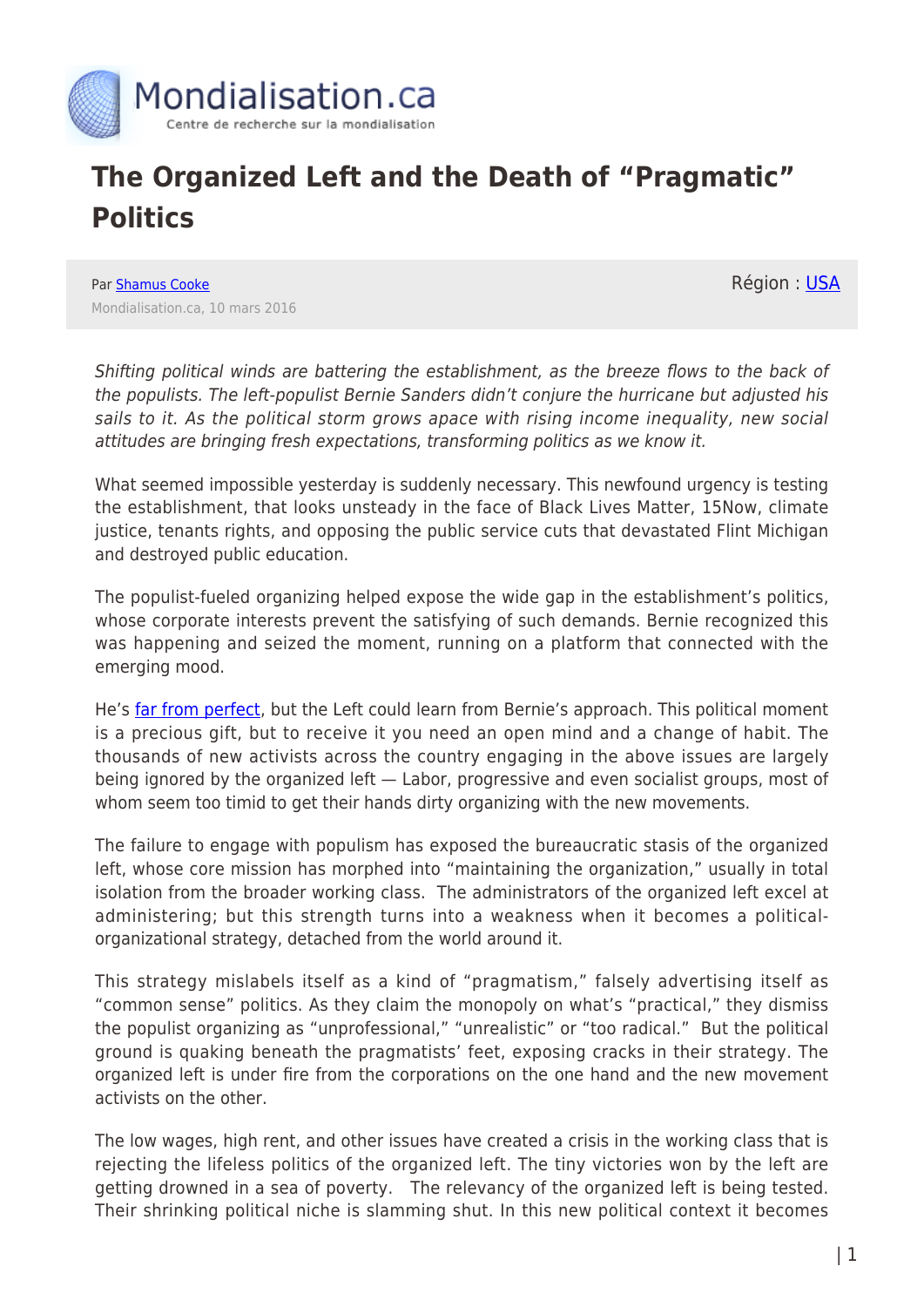# The Organized Left and the Death of "Pragmatic" Politics

Par Shamus Cooke

Mondialisation.ca, 10 mars 2016

Région : USA

*Shifting political winds are battering the establishment, as the breeze flows to the back of the populists. The left-populist Bernie Sanders didn't conjure the hurricane but adjusted his sails to it. As the political storm grows apace with rising income inequality, new social attitudes are bringing fresh expectations, transforming politics as we know it.*

What seemed impossible yesterday is suddenly necessary. This newfound urgency is testing the establishment, that looks unsteady in the face of Black Lives Matter, 15Now, climate justice, tenants rights, and opposing the public service cuts that devastated Flint Michigan and destroyed public education.

The populist-fueled organizing helped expose the wide gap in the establishment's politics, whose corporate interests prevent the satisfying of such demands. Bernie recognized this was happening and seized the moment, running on a platform that connected with the emerging mood.

He's far from perfect, but the Left could learn from Bernie's approach. This political moment is a precious gift, but to receive it you need an open mind and a change of habit. The thousands of new activists across the country engaging in the above issues are largely being ignored by the organized left — Labor, progressive and even socialist groups, most of whom seem too timid to get their hands dirty organizing with the new movements.

The failure to engage with populism has exposed the bureaucratic stasis of the organized left, whose core mission has morphed into "maintaining the organization," usually in total isolation from the broader working class. The administrators of the organized left excel at administering; but this strength turns into a weakness when it becomes a political-organizational strategy, detached from the world around it.

This strategy mislabels itself as a kind of "pragmatism," falsely advertising itself as "common sense" politics. As they claim the monopoly on what's "practical," they dismiss the populist organizing as "unprofessional," "unrealistic" or "too radical." But the political ground is quaking beneath the pragmatists' feet, exposing cracks in their strategy. The organized left is under fire from the corporations on the one hand and the new movement activists on the other.

The low wages, high rent, and other issues have created a crisis in the working class that is rejecting the lifeless politics of the organized left. The tiny victories won by the left are getting drowned in a sea of poverty. The relevancy of the organized left is being tested. Their shrinking political niche is slamming shut. In this new political context it becomes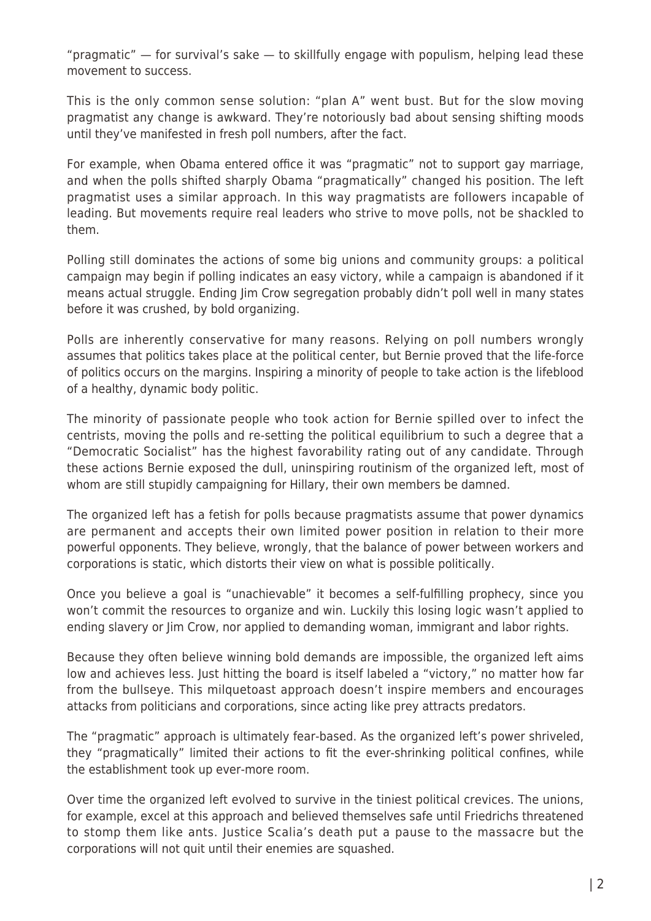"pragmatic" — for survival's sake — to skillfully engage with populism, helping lead these movement to success.

This is the only common sense solution: "plan A" went bust. But for the slow moving pragmatist any change is awkward. They're notoriously bad about sensing shifting moods until they've manifested in fresh poll numbers, after the fact.

For example, when Obama entered office it was "pragmatic" not to support gay marriage, and when the polls shifted sharply Obama "pragmatically" changed his position. The left pragmatist uses a similar approach. In this way pragmatists are followers incapable of leading. But movements require real leaders who strive to move polls, not be shackled to them.

Polling still dominates the actions of some big unions and community groups: a political campaign may begin if polling indicates an easy victory, while a campaign is abandoned if it means actual struggle. Ending Jim Crow segregation probably didn't poll well in many states before it was crushed, by bold organizing.

Polls are inherently conservative for many reasons. Relying on poll numbers wrongly assumes that politics takes place at the political center, but Bernie proved that the life-force of politics occurs on the margins. Inspiring a minority of people to take action is the lifeblood of a healthy, dynamic body politic.

The minority of passionate people who took action for Bernie spilled over to infect the centrists, moving the polls and re-setting the political equilibrium to such a degree that a "Democratic Socialist" has the highest favorability rating out of any candidate. Through these actions Bernie exposed the dull, uninspiring routinism of the organized left, most of whom are still stupidly campaigning for Hillary, their own members be damned.

The organized left has a fetish for polls because pragmatists assume that power dynamics are permanent and accepts their own limited power position in relation to their more powerful opponents. They believe, wrongly, that the balance of power between workers and corporations is static, which distorts their view on what is possible politically.

Once you believe a goal is "unachievable" it becomes a self-fulfilling prophecy, since you won't commit the resources to organize and win. Luckily this losing logic wasn't applied to ending slavery or Jim Crow, nor applied to demanding woman, immigrant and labor rights.

Because they often believe winning bold demands are impossible, the organized left aims low and achieves less. Just hitting the board is itself labeled a "victory," no matter how far from the bullseye. This milquetoast approach doesn't inspire members and encourages attacks from politicians and corporations, since acting like prey attracts predators.

The "pragmatic" approach is ultimately fear-based. As the organized left's power shriveled, they "pragmatically" limited their actions to fit the ever-shrinking political confines, while the establishment took up ever-more room.

Over time the organized left evolved to survive in the tiniest political crevices. The unions, for example, excel at this approach and believed themselves safe until Friedrichs threatened to stomp them like ants. Justice Scalia's death put a pause to the massacre but the corporations will not quit until their enemies are squashed.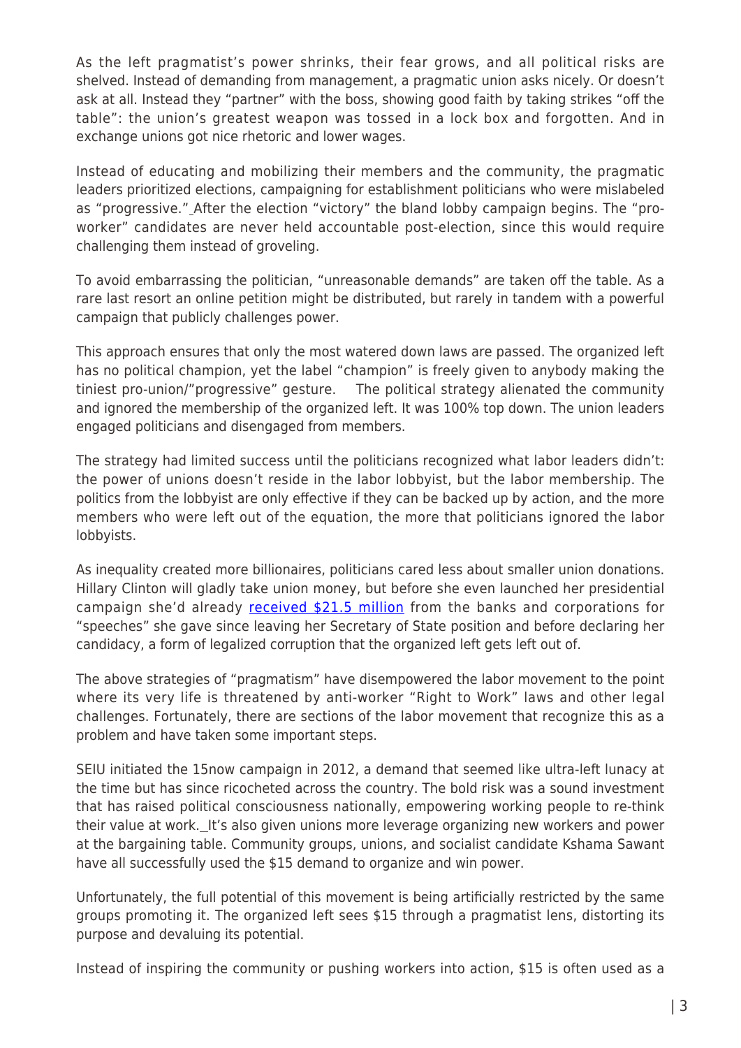As the left pragmatist's power shrinks, their fear grows, and all political risks are shelved. Instead of demanding from management, a pragmatic union asks nicely. Or doesn't ask at all. Instead they "partner" with the boss, showing good faith by taking strikes "off the table": the union's greatest weapon was tossed in a lock box and forgotten. And in exchange unions got nice rhetoric and lower wages.

Instead of educating and mobilizing their members and the community, the pragmatic leaders prioritized elections, campaigning for establishment politicians who were mislabeled as "progressive." After the election "victory" the bland lobby campaign begins. The "pro-worker" candidates are never held accountable post-election, since this would require challenging them instead of groveling.

To avoid embarrassing the politician, "unreasonable demands" are taken off the table. As a rare last resort an online petition might be distributed, but rarely in tandem with a powerful campaign that publicly challenges power.

This approach ensures that only the most watered down laws are passed. The organized left has no political champion, yet the label "champion" is freely given to anybody making the tiniest pro-union/"progressive" gesture. The political strategy alienated the community and ignored the membership of the organized left. It was 100% top down. The union leaders engaged politicians and disengaged from members.

The strategy had limited success until the politicians recognized what labor leaders didn't: the power of unions doesn't reside in the labor lobbyist, but the labor membership. The politics from the lobbyist are only effective if they can be backed up by action, and the more members who were left out of the equation, the more that politicians ignored the labor lobbyists.

As inequality created more billionaires, politicians cared less about smaller union donations. Hillary Clinton will gladly take union money, but before she even launched her presidential campaign she'd already [received $21.5 million] from the banks and corporations for "speeches" she gave since leaving her Secretary of State position and before declaring her candidacy, a form of legalized corruption that the organized left gets left out of.

The above strategies of "pragmatism" have disempowered the labor movement to the point where its very life is threatened by anti-worker "Right to Work" laws and other legal challenges. Fortunately, there are sections of the labor movement that recognize this as a problem and have taken some important steps.

SEIU initiated the 15now campaign in 2012, a demand that seemed like ultra-left lunacy at the time but has since ricocheted across the country. The bold risk was a sound investment that has raised political consciousness nationally, empowering working people to re-think their value at work. It's also given unions more leverage organizing new workers and power at the bargaining table. Community groups, unions, and socialist candidate Kshama Sawant have all successfully used the $15 demand to organize and win power.

Unfortunately, the full potential of this movement is being artificially restricted by the same groups promoting it. The organized left sees $15 through a pragmatist lens, distorting its purpose and devaluing its potential.

Instead of inspiring the community or pushing workers into action, $15 is often used as a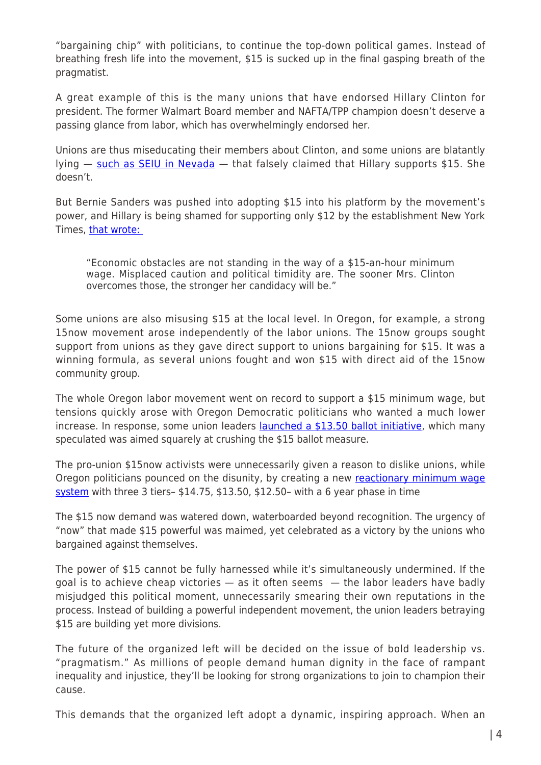"bargaining chip" with politicians, to continue the top-down political games. Instead of breathing fresh life into the movement, $15 is sucked up in the final gasping breath of the pragmatist.

A great example of this is the many unions that have endorsed Hillary Clinton for president. The former Walmart Board member and NAFTA/TPP champion doesn't deserve a passing glance from labor, which has overwhelmingly endorsed her.

Unions are thus miseducating their members about Clinton, and some unions are blatantly lying — such as SEIU in Nevada — that falsely claimed that Hillary supports $15. She doesn't.

But Bernie Sanders was pushed into adopting $15 into his platform by the movement's power, and Hillary is being shamed for supporting only $12 by the establishment New York Times, that wrote:

> "Economic obstacles are not standing in the way of a $15-an-hour minimum wage. Misplaced caution and political timidity are. The sooner Mrs. Clinton overcomes those, the stronger her candidacy will be."

Some unions are also misusing $15 at the local level. In Oregon, for example, a strong 15now movement arose independently of the labor unions. The 15now groups sought support from unions as they gave direct support to unions bargaining for $15. It was a winning formula, as several unions fought and won $15 with direct aid of the 15now community group.

The whole Oregon labor movement went on record to support a $15 minimum wage, but tensions quickly arose with Oregon Democratic politicians who wanted a much lower increase. In response, some union leaders launched a $13.50 ballot initiative, which many speculated was aimed squarely at crushing the $15 ballot measure.

The pro-union $15now activists were unnecessarily given a reason to dislike unions, while Oregon politicians pounced on the disunity, by creating a new reactionary minimum wage system with three 3 tiers– $14.75, $13.50, $12.50– with a 6 year phase in time

The $15 now demand was watered down, waterboarded beyond recognition. The urgency of "now" that made $15 powerful was maimed, yet celebrated as a victory by the unions who bargained against themselves.

The power of $15 cannot be fully harnessed while it's simultaneously undermined. If the goal is to achieve cheap victories — as it often seems — the labor leaders have badly misjudged this political moment, unnecessarily smearing their own reputations in the process. Instead of building a powerful independent movement, the union leaders betraying $15 are building yet more divisions.

The future of the organized left will be decided on the issue of bold leadership vs. "pragmatism." As millions of people demand human dignity in the face of rampant inequality and injustice, they'll be looking for strong organizations to join to champion their cause.

This demands that the organized left adopt a dynamic, inspiring approach. When an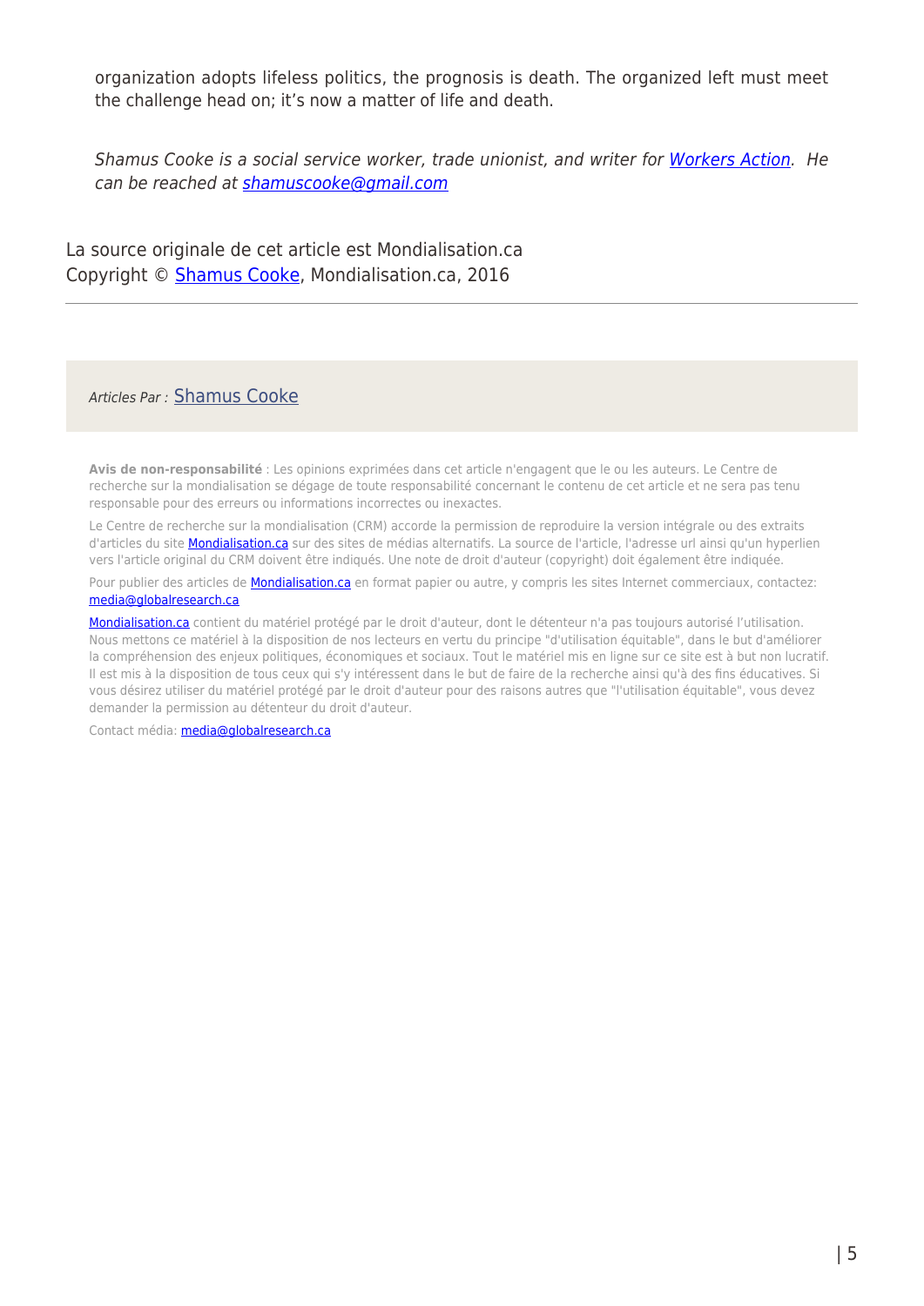organization adopts lifeless politics, the prognosis is death. The organized left must meet the challenge head on; it's now a matter of life and death.

*Shamus Cooke is a social service worker, trade unionist, and writer for Workers Action. He can be reached at shamuscooke@gmail.com*

La source originale de cet article est Mondialisation.ca
Copyright © Shamus Cooke, Mondialisation.ca, 2016

---

*Articles Par :* Shamus Cooke

**Avis de non-responsabilité** : Les opinions exprimées dans cet article n'engagent que le ou les auteurs. Le Centre de recherche sur la mondialisation se dégage de toute responsabilité concernant le contenu de cet article et ne sera pas tenu responsable pour des erreurs ou informations incorrectes ou inexactes.

Le Centre de recherche sur la mondialisation (CRM) accorde la permission de reproduire la version intégrale ou des extraits d'articles du site Mondialisation.ca sur des sites de médias alternatifs. La source de l'article, l'adresse url ainsi qu'un hyperlien vers l'article original du CRM doivent être indiqués. Une note de droit d'auteur (copyright) doit également être indiquée.

Pour publier des articles de Mondialisation.ca en format papier ou autre, y compris les sites Internet commerciaux, contactez: media@globalresearch.ca

Mondialisation.ca contient du matériel protégé par le droit d'auteur, dont le détenteur n'a pas toujours autorisé l'utilisation. Nous mettons ce matériel à la disposition de nos lecteurs en vertu du principe "d'utilisation équitable", dans le but d'améliorer la compréhension des enjeux politiques, économiques et sociaux. Tout le matériel mis en ligne sur ce site est à but non lucratif. Il est mis à la disposition de tous ceux qui s'y intéressent dans le but de faire de la recherche ainsi qu'à des fins éducatives. Si vous désirez utiliser du matériel protégé par le droit d'auteur pour des raisons autres que "l'utilisation équitable", vous devez demander la permission au détenteur du droit d'auteur.

Contact média: media@globalresearch.ca